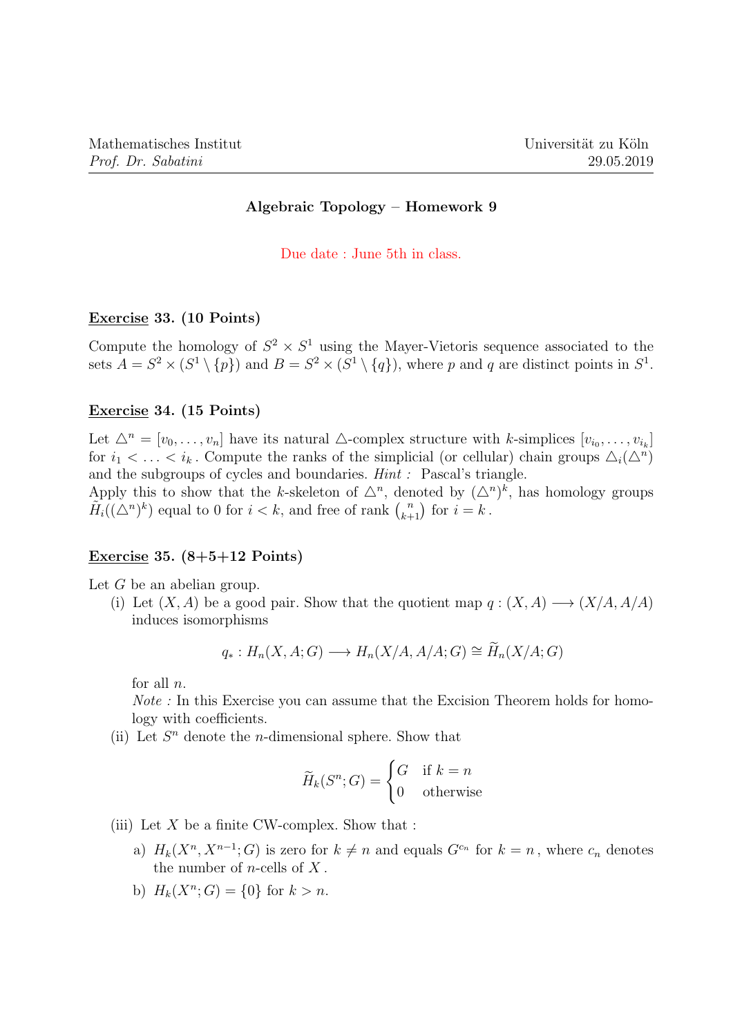Mathematisches Institut  
*Prof. Dr. Sabatini*

Universität zu Köln  
29.05.2019

## Algebraic Topology – Homework 9

Due date : June 5th in class.

**Exercise 33. (10 Points)**

Compute the homology of $S^2 \times S^1$ using the Mayer-Vietoris sequence associated to the sets $A = S^2 \times (S^1 \setminus \{p\})$ and $B = S^2 \times (S^1 \setminus \{q\})$, where $p$ and $q$ are distinct points in $S^1$.

**Exercise 34. (15 Points)**

Let $\triangle^n = [v_0, \ldots, v_n]$ have its natural $\triangle$-complex structure with $k$-simplices $[v_{i_0}, \ldots, v_{i_k}]$ for $i_1 < \ldots < i_k$. Compute the ranks of the simplicial (or cellular) chain groups $\triangle_i(\triangle^n)$ and the subgroups of cycles and boundaries. *Hint :* Pascal's triangle.
Apply this to show that the $k$-skeleton of $\triangle^n$, denoted by $(\triangle^n)^k$, has homology groups $\tilde{H}_i((\triangle^n)^k)$ equal to 0 for $i < k$, and free of rank $\binom{n}{k+1}$ for $i = k$.

**Exercise 35. (8+5+12 Points)**

Let $G$ be an abelian group.

(i) Let $(X, A)$ be a good pair. Show that the quotient map $q : (X, A) \longrightarrow (X/A, A/A)$ induces isomorphisms

$$q_* : H_n(X, A; G) \longrightarrow H_n(X/A, A/A; G) \cong \widetilde{H}_n(X/A; G)$$

for all $n$.
*Note :* In this Exercise you can assume that the Excision Theorem holds for homology with coefficients.

(ii) Let $S^n$ denote the $n$-dimensional sphere. Show that

$$\widetilde{H}_k(S^n; G) = \begin{cases} G & \text{if } k = n \\ 0 & \text{otherwise} \end{cases}$$

(iii) Let $X$ be a finite CW-complex. Show that :

a) $H_k(X^n, X^{n-1}; G)$ is zero for $k \neq n$ and equals $G^{c_n}$ for $k = n$, where $c_n$ denotes the number of $n$-cells of $X$.

b) $H_k(X^n; G) = \{0\}$ for $k > n$.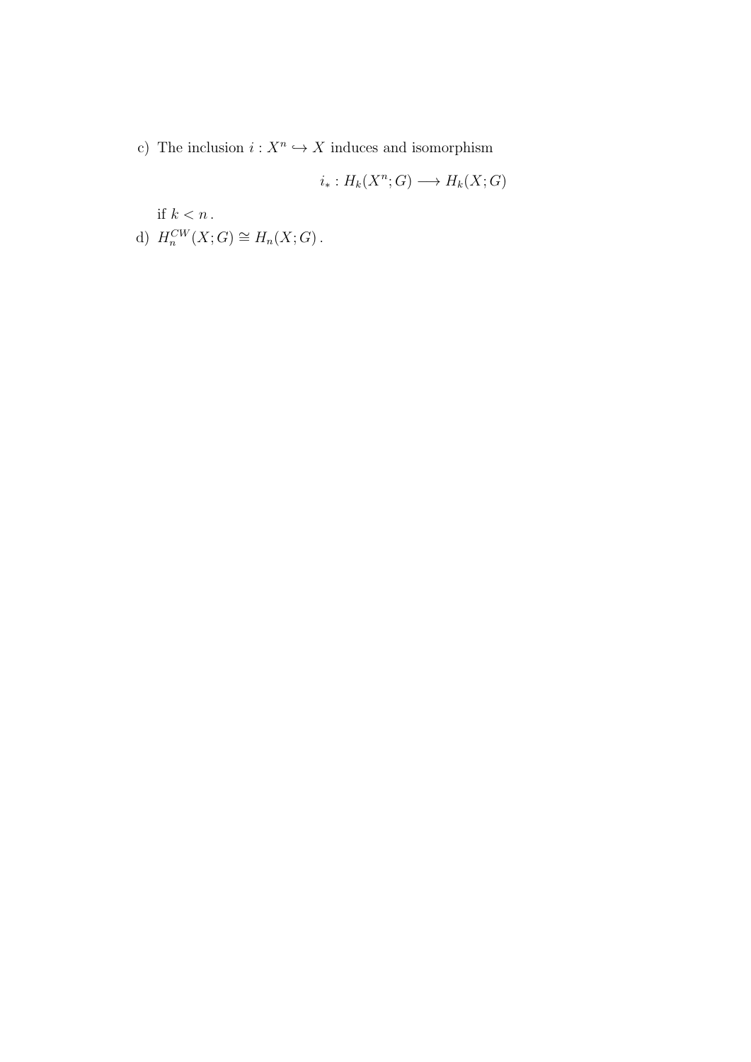c) The inclusion $i : X^n \hookrightarrow X$ induces and isomorphism

$$i_* : H_k(X^n; G) \longrightarrow H_k(X; G)$$

if $k < n$.

d) $H_n^{CW}(X; G) \cong H_n(X; G)$.